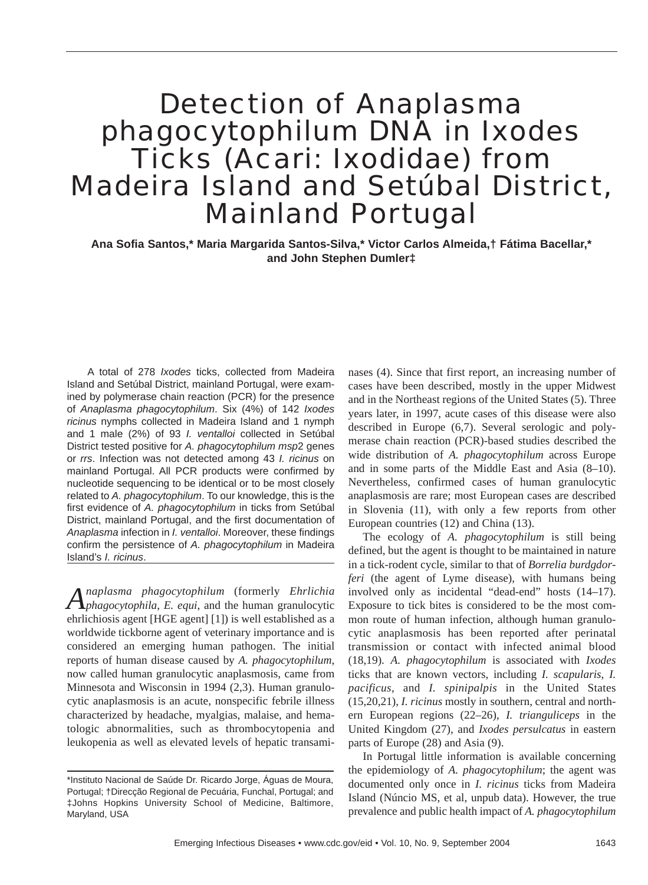# Detection of Anaplasma phagocytophilum DNA in Ixodes Ticks (Acari: Ixodidae) from Madeira Island and Setúbal District, Mainland Portugal

**Ana Sofia Santos,* Maria Margarida Santos-Silva,* Victor Carlos Almeida,† Fátima Bacellar,* and John Stephen Dumler‡**

A total of 278 *Ixodes* ticks, collected from Madeira Island and Setúbal District, mainland Portugal, were examined by polymerase chain reaction (PCR) for the presence of *Anaplasma phagocytophilum*. Six (4%) of 142 *Ixodes ricinus* nymphs collected in Madeira Island and 1 nymph and 1 male (2%) of 93 *I. ventalloi* collected in Setúbal District tested positive for *A. phagocytophilum msp*2 genes or *rrs*. Infection was not detected among 43 *I. ricinus* on mainland Portugal. All PCR products were confirmed by nucleotide sequencing to be identical or to be most closely related to *A. phagocytophilum*. To our knowledge, this is the first evidence of *A. phagocytophilum* in ticks from Setúbal District, mainland Portugal, and the first documentation of *Anaplasma* infection in *I. ventalloi*. Moreover, these findings confirm the persistence of *A. phagocytophilum* in Madeira Island's *I. ricinus*.

*Anaplasma phagocytophilum* (formerly *Ehrlichia phagocytophila, E. equi,* and the human granulocytic ehrlichiosis agent [HGE agent] [1]) is well established as a worldwide tickborne agent of veterinary importance and is considered an emerging human pathogen. The initial reports of human disease caused by *A. phagocytophilum*, now called human granulocytic anaplasmosis, came from Minnesota and Wisconsin in 1994 (2,3). Human granulocytic anaplasmosis is an acute, nonspecific febrile illness characterized by headache, myalgias, malaise, and hematologic abnormalities, such as thrombocytopenia and leukopenia as well as elevated levels of hepatic transaminases (4). Since that first report, an increasing number of cases have been described, mostly in the upper Midwest and in the Northeast regions of the United States (5). Three years later, in 1997, acute cases of this disease were also described in Europe (6,7). Several serologic and polymerase chain reaction (PCR)-based studies described the wide distribution of *A. phagocytophilum* across Europe and in some parts of the Middle East and Asia (8–10). Nevertheless, confirmed cases of human granulocytic anaplasmosis are rare; most European cases are described in Slovenia (11), with only a few reports from other European countries (12) and China (13).

The ecology of *A. phagocytophilum* is still being defined, but the agent is thought to be maintained in nature in a tick-rodent cycle, similar to that of *Borrelia burgdorferi* (the agent of Lyme disease), with humans being involved only as incidental "dead-end" hosts (14–17). Exposure to tick bites is considered to be the most common route of human infection, although human granulocytic anaplasmosis has been reported after perinatal transmission or contact with infected animal blood (18,19). *A. phagocytophilum* is associated with *Ixodes* ticks that are known vectors, including *I. scapularis*, *I. pacificus*, and *I. spinipalpis* in the United States (15,20,21), *I. ricinus* mostly in southern, central and northern European regions (22–26), *I. trianguliceps* in the United Kingdom (27), and *Ixodes persulcatus* in eastern parts of Europe (28) and Asia (9).

In Portugal little information is available concerning the epidemiology of *A. phagocytophilum*; the agent was documented only once in *I. ricinus* ticks from Madeira Island (Núncio MS, et al, unpub data). However, the true prevalence and public health impact of *A. phagocytophilum*

*Instituto Nacional de Saúde Dr. Ricardo Jorge, Águas de Moura, Portugal; †Direcção Regional de Pecuária, Funchal, Portugal; and ‡Johns Hopkins University School of Medicine, Baltimore, Maryland, USA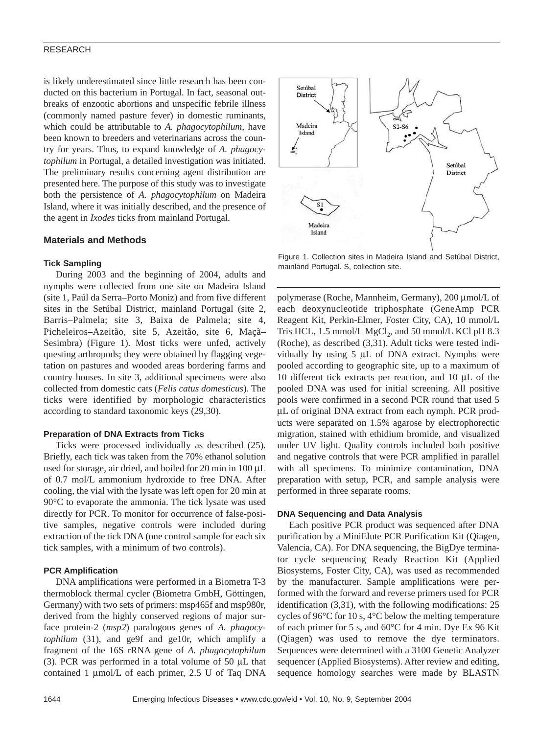is likely underestimated since little research has been conducted on this bacterium in Portugal. In fact, seasonal outbreaks of enzootic abortions and unspecific febrile illness (commonly named pasture fever) in domestic ruminants, which could be attributable to *A. phagocytophilum*, have been known to breeders and veterinarians across the country for years. Thus, to expand knowledge of *A. phagocytophilum* in Portugal, a detailed investigation was initiated. The preliminary results concerning agent distribution are presented here. The purpose of this study was to investigate both the persistence of *A. phagocytophilum* on Madeira Island, where it was initially described, and the presence of the agent in *Ixodes* ticks from mainland Portugal.

## Materials and Methods

### Tick Sampling

During 2003 and the beginning of 2004, adults and nymphs were collected from one site on Madeira Island (site 1, Paúl da Serra–Porto Moniz) and from five different sites in the Setúbal District, mainland Portugal (site 2, Barris–Palmela; site 3, Baixa de Palmela; site 4, Picheleiros–Azeitão, site 5, Azeitão, site 6, Maçã–Sesimbra) (Figure 1). Most ticks were unfed, actively questing arthropods; they were obtained by flagging vegetation on pastures and wooded areas bordering farms and country houses. In site 3, additional specimens were also collected from domestic cats (*Felis catus domesticus*). The ticks were identified by morphologic characteristics according to standard taxonomic keys (29,30).

Figure 1. Collection sites in Madeira Island and Setúbal District, mainland Portugal. S, collection site.

### Preparation of DNA Extracts from Ticks

Ticks were processed individually as described (25). Briefly, each tick was taken from the 70% ethanol solution used for storage, air dried, and boiled for 20 min in 100 μL of 0.7 mol/L ammonium hydroxide to free DNA. After cooling, the vial with the lysate was left open for 20 min at 90°C to evaporate the ammonia. The tick lysate was used directly for PCR. To monitor for occurrence of false-positive samples, negative controls were included during extraction of the tick DNA (one control sample for each six tick samples, with a minimum of two controls).

### PCR Amplification

DNA amplifications were performed in a Biometra T-3 thermoblock thermal cycler (Biometra GmbH, Göttingen, Germany) with two sets of primers: msp465f and msp980r, derived from the highly conserved regions of major surface protein-2 (*msp2*) paralogous genes of *A. phagocytophilum* (31), and ge9f and ge10r, which amplify a fragment of the 16S rRNA gene of *A. phagocytophilum* (3). PCR was performed in a total volume of 50 μL that contained 1 μmol/L of each primer, 2.5 U of Taq DNA polymerase (Roche, Mannheim, Germany), 200 μmol/L of each deoxynucleotide triphosphate (GeneAmp PCR Reagent Kit, Perkin-Elmer, Foster City, CA), 10 mmol/L Tris HCL, 1.5 mmol/L $MgCl_2$, and 50 mmol/L KCl pH 8.3 (Roche), as described (3,31). Adult ticks were tested individually by using 5 μL of DNA extract. Nymphs were pooled according to geographic site, up to a maximum of 10 different tick extracts per reaction, and 10 μL of the pooled DNA was used for initial screening. All positive pools were confirmed in a second PCR round that used 5 μL of original DNA extract from each nymph. PCR products were separated on 1.5% agarose by electrophorectic migration, stained with ethidium bromide, and visualized under UV light. Quality controls included both positive and negative controls that were PCR amplified in parallel with all specimens. To minimize contamination, DNA preparation with setup, PCR, and sample analysis were performed in three separate rooms.

### DNA Sequencing and Data Analysis

Each positive PCR product was sequenced after DNA purification by a MiniElute PCR Purification Kit (Qiagen, Valencia, CA). For DNA sequencing, the BigDye terminator cycle sequencing Ready Reaction Kit (Applied Biosystems, Foster City, CA), was used as recommended by the manufacturer. Sample amplifications were performed with the forward and reverse primers used for PCR identification (3,31), with the following modifications: 25 cycles of 96°C for 10 s, 4°C below the melting temperature of each primer for 5 s, and 60°C for 4 min. Dye Ex 96 Kit (Qiagen) was used to remove the dye terminators. Sequences were determined with a 3100 Genetic Analyzer sequencer (Applied Biosystems). After review and editing, sequence homology searches were made by BLASTN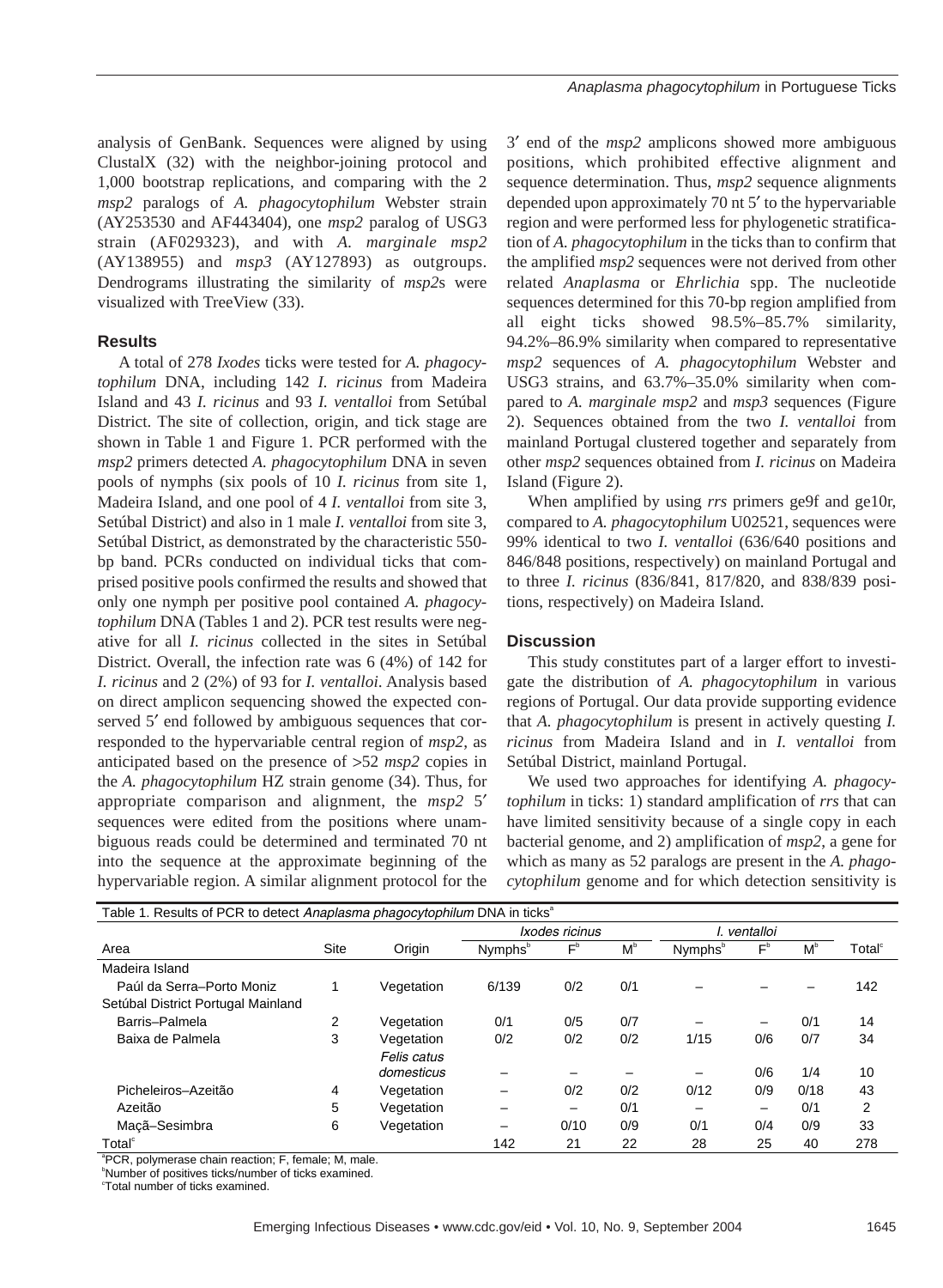analysis of GenBank. Sequences were aligned by using ClustalX (32) with the neighbor-joining protocol and 1,000 bootstrap replications, and comparing with the 2 *msp2* paralogs of *A. phagocytophilum* Webster strain (AY253530 and AF443404), one *msp2* paralog of USG3 strain (AF029323), and with *A. marginale msp2* (AY138955) and *msp3* (AY127893) as outgroups. Dendrograms illustrating the similarity of *msp2*s were visualized with TreeView (33).

## Results

A total of 278 *Ixodes* ticks were tested for *A. phagocytophilum* DNA, including 142 *I. ricinus* from Madeira Island and 43 *I. ricinus* and 93 *I. ventalloi* from Setúbal District. The site of collection, origin, and tick stage are shown in Table 1 and Figure 1. PCR performed with the *msp2* primers detected *A. phagocytophilum* DNA in seven pools of nymphs (six pools of 10 *I. ricinus* from site 1, Madeira Island, and one pool of 4 *I. ventalloi* from site 3, Setúbal District) and also in 1 male *I. ventalloi* from site 3, Setúbal District, as demonstrated by the characteristic 550-bp band. PCRs conducted on individual ticks that comprised positive pools confirmed the results and showed that only one nymph per positive pool contained *A. phagocytophilum* DNA (Tables 1 and 2). PCR test results were negative for all *I. ricinus* collected in the sites in Setúbal District. Overall, the infection rate was 6 (4%) of 142 for *I. ricinus* and 2 (2%) of 93 for *I. ventalloi*. Analysis based on direct amplicon sequencing showed the expected conserved 5′ end followed by ambiguous sequences that corresponded to the hypervariable central region of *msp2*, as anticipated based on the presence of >52 *msp2* copies in the *A. phagocytophilum* HZ strain genome (34). Thus, for appropriate comparison and alignment, the *msp2* 5′ sequences were edited from the positions where unambiguous reads could be determined and terminated 70 nt into the sequence at the approximate beginning of the hypervariable region. A similar alignment protocol for the 3′ end of the *msp2* amplicons showed more ambiguous positions, which prohibited effective alignment and sequence determination. Thus, *msp2* sequence alignments depended upon approximately 70 nt 5′ to the hypervariable region and were performed less for phylogenetic stratification of *A. phagocytophilum* in the ticks than to confirm that the amplified *msp2* sequences were not derived from other related *Anaplasma* or *Ehrlichia* spp. The nucleotide sequences determined for this 70-bp region amplified from all eight ticks showed 98.5%–85.7% similarity, 94.2%–86.9% similarity when compared to representative *msp2* sequences of *A. phagocytophilum* Webster and USG3 strains, and 63.7%–35.0% similarity when compared to *A. marginale msp2* and *msp3* sequences (Figure 2). Sequences obtained from the two *I. ventalloi* from mainland Portugal clustered together and separately from other *msp2* sequences obtained from *I. ricinus* on Madeira Island (Figure 2).

When amplified by using *rrs* primers ge9f and ge10r, compared to *A. phagocytophilum* U02521, sequences were 99% identical to two *I. ventalloi* (636/640 positions and 846/848 positions, respectively) on mainland Portugal and to three *I. ricinus* (836/841, 817/820, and 838/839 positions, respectively) on Madeira Island.

## Discussion

This study constitutes part of a larger effort to investigate the distribution of *A. phagocytophilum* in various regions of Portugal. Our data provide supporting evidence that *A. phagocytophilum* is present in actively questing *I. ricinus* from Madeira Island and in *I. ventalloi* from Setúbal District, mainland Portugal.

We used two approaches for identifying *A. phagocytophilum* in ticks: 1) standard amplification of *rrs* that can have limited sensitivity because of a single copy in each bacterial genome, and 2) amplification of *msp2*, a gene for which as many as 52 paralogs are present in the *A. phagocytophilum* genome and for which detection sensitivity is

Table 1. Results of PCR to detect *Anaplasma phagocytophilum* DNA in ticks[a]

| | | | *Ixodes ricinus* | | | *I. ventalloi* | | | |
|---|---|---|---|---|---|---|---|---|---|
| Area | Site | Origin | Nymphs[b] | F[b] | M[b] | Nymphs[b] | F[b] | M[b] | Total[c] |
| Madeira Island | | | | | | | | | |
| Paúl da Serra–Porto Moniz | 1 | Vegetation | 6/139 | 0/2 | 0/1 | – | – | – | 142 |
| Setúbal District Portugal Mainland | | | | | | | | | |
| Barris–Palmela | 2 | Vegetation | 0/1 | 0/5 | 0/7 | – | – | 0/1 | 14 |
| Baixa de Palmela | 3 | Vegetation | 0/2 | 0/2 | 0/2 | 1/15 | 0/6 | 0/7 | 34 |
| | | *Felis catus domesticus* | – | – | – | – | 0/6 | 1/4 | 10 |
| Picheleiros–Azeitão | 4 | Vegetation | – | 0/2 | 0/2 | 0/12 | 0/9 | 0/18 | 43 |
| Azeitão | 5 | Vegetation | – | – | 0/1 | – | – | 0/1 | 2 |
| Maçã–Sesimbra | 6 | Vegetation | – | 0/10 | 0/9 | 0/1 | 0/4 | 0/9 | 33 |
| Total[c] | | | 142 | 21 | 22 | 28 | 25 | 40 | 278 |

[a]PCR, polymerase chain reaction; F, female; M, male.
[b]Number of positives ticks/number of ticks examined.
[c]Total number of ticks examined.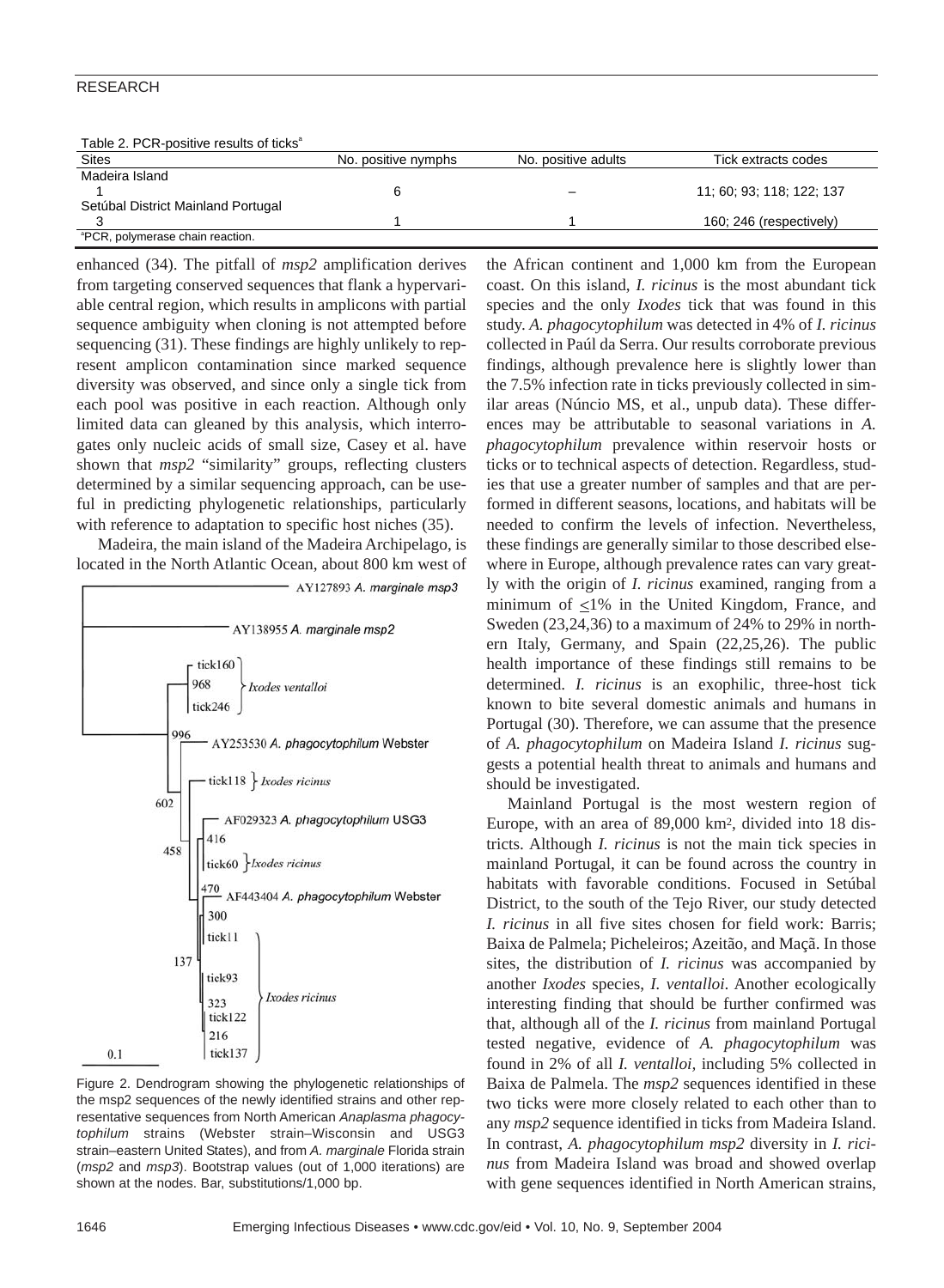Table 2. PCR-positive results of ticks[a]

| Sites | No. positive nymphs | No. positive adults | Tick extracts codes |
|---|---|---|---|
| Madeira Island | | | |
| 1 | 6 | – | 11; 60; 93; 118; 122; 137 |
| Setúbal District Mainland Portugal | | | |
| 3 | 1 | 1 | 160; 246 (respectively) |

[a]PCR, polymerase chain reaction.

enhanced (34). The pitfall of *msp2* amplification derives from targeting conserved sequences that flank a hypervariable central region, which results in amplicons with partial sequence ambiguity when cloning is not attempted before sequencing (31). These findings are highly unlikely to represent amplicon contamination since marked sequence diversity was observed, and since only a single tick from each pool was positive in each reaction. Although only limited data can gleaned by this analysis, which interrogates only nucleic acids of small size, Casey et al. have shown that *msp2* "similarity" groups, reflecting clusters determined by a similar sequencing approach, can be useful in predicting phylogenetic relationships, particularly with reference to adaptation to specific host niches (35).

Madeira, the main island of the Madeira Archipelago, is located in the North Atlantic Ocean, about 800 km west of the African continent and 1,000 km from the European coast. On this island, *I. ricinus* is the most abundant tick species and the only *Ixodes* tick that was found in this study. *A. phagocytophilum* was detected in 4% of *I. ricinus* collected in Paúl da Serra. Our results corroborate previous findings, although prevalence here is slightly lower than the 7.5% infection rate in ticks previously collected in similar areas (Núncio MS, et al., unpub data). These differences may be attributable to seasonal variations in *A. phagocytophilum* prevalence within reservoir hosts or ticks or to technical aspects of detection. Regardless, studies that use a greater number of samples and that are performed in different seasons, locations, and habitats will be needed to confirm the levels of infection. Nevertheless, these findings are generally similar to those described elsewhere in Europe, although prevalence rates can vary greatly with the origin of *I. ricinus* examined, ranging from a minimum of $\leq$1% in the United Kingdom, France, and Sweden (23,24,36) to a maximum of 24% to 29% in northern Italy, Germany, and Spain (22,25,26). The public health importance of these findings still remains to be determined. *I. ricinus* is an exophilic, three-host tick known to bite several domestic animals and humans in Portugal (30). Therefore, we can assume that the presence of *A. phagocytophilum* on Madeira Island *I. ricinus* suggests a potential health threat to animals and humans and should be investigated.

Figure 2. Dendrogram showing the phylogenetic relationships of the msp2 sequences of the newly identified strains and other representative sequences from North American *Anaplasma phagocytophilum* strains (Webster strain–Wisconsin and USG3 strain–eastern United States), and from *A. marginale* Florida strain (*msp2* and *msp3*). Bootstrap values (out of 1,000 iterations) are shown at the nodes. Bar, substitutions/1,000 bp.

Mainland Portugal is the most western region of Europe, with an area of 89,000 $km^2$, divided into 18 districts. Although *I. ricinus* is not the main tick species in mainland Portugal, it can be found across the country in habitats with favorable conditions. Focused in Setúbal District, to the south of the Tejo River, our study detected *I. ricinus* in all five sites chosen for field work: Barris; Baixa de Palmela; Picheleiros; Azeitão, and Maçã. In those sites, the distribution of *I. ricinus* was accompanied by another *Ixodes* species, *I. ventalloi*. Another ecologically interesting finding that should be further confirmed was that, although all of the *I. ricinus* from mainland Portugal tested negative, evidence of *A. phagocytophilum* was found in 2% of all *I. ventalloi,* including 5% collected in Baixa de Palmela. The *msp2* sequences identified in these two ticks were more closely related to each other than to any *msp2* sequence identified in ticks from Madeira Island. In contrast, *A. phagocytophilum msp2* diversity in *I. ricinus* from Madeira Island was broad and showed overlap with gene sequences identified in North American strains,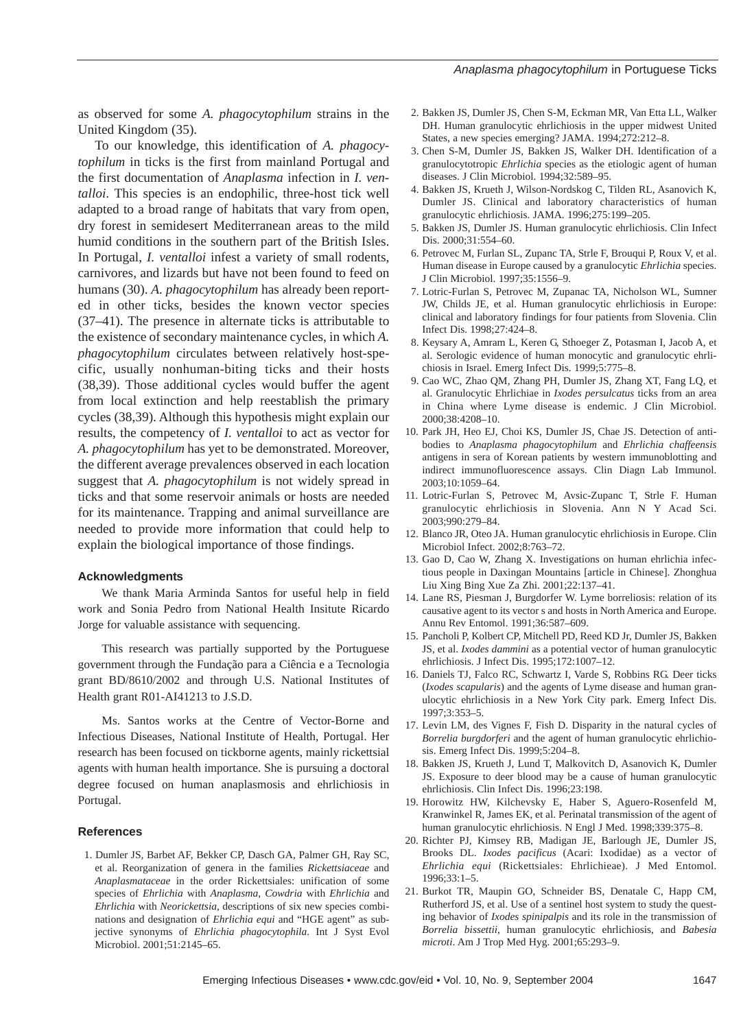as observed for some *A. phagocytophilum* strains in the United Kingdom (35).

To our knowledge, this identification of *A. phagocytophilum* in ticks is the first from mainland Portugal and the first documentation of *Anaplasma* infection in *I. ventalloi*. This species is an endophilic, three-host tick well adapted to a broad range of habitats that vary from open, dry forest in semidesert Mediterranean areas to the mild humid conditions in the southern part of the British Isles. In Portugal, *I. ventalloi* infest a variety of small rodents, carnivores, and lizards but have not been found to feed on humans (30). *A. phagocytophilum* has already been reported in other ticks, besides the known vector species (37–41). The presence in alternate ticks is attributable to the existence of secondary maintenance cycles, in which *A. phagocytophilum* circulates between relatively host-specific, usually nonhuman-biting ticks and their hosts (38,39). Those additional cycles would buffer the agent from local extinction and help reestablish the primary cycles (38,39). Although this hypothesis might explain our results, the competency of *I. ventalloi* to act as vector for *A. phagocytophilum* has yet to be demonstrated. Moreover, the different average prevalences observed in each location suggest that *A. phagocytophilum* is not widely spread in ticks and that some reservoir animals or hosts are needed for its maintenance. Trapping and animal surveillance are needed to provide more information that could help to explain the biological importance of those findings.

### Acknowledgments

We thank Maria Arminda Santos for useful help in field work and Sonia Pedro from National Health Insitute Ricardo Jorge for valuable assistance with sequencing.

This research was partially supported by the Portuguese government through the Fundação para a Ciência e a Tecnologia grant BD/8610/2002 and through U.S. National Institutes of Health grant R01-AI41213 to J.S.D.

Ms. Santos works at the Centre of Vector-Borne and Infectious Diseases, National Institute of Health, Portugal. Her research has been focused on tickborne agents, mainly rickettsial agents with human health importance. She is pursuing a doctoral degree focused on human anaplasmosis and ehrlichiosis in Portugal.

### References

1. Dumler JS, Barbet AF, Bekker CP, Dasch GA, Palmer GH, Ray SC, et al. Reorganization of genera in the families *Rickettsiaceae* and *Anaplasmataceae* in the order Rickettsiales: unification of some species of *Ehrlichia* with *Anaplasma*, *Cowdria* with *Ehrlichia* and *Ehrlichia* with *Neorickettsia*, descriptions of six new species combinations and designation of *Ehrlichia equi* and "HGE agent" as subjective synonyms of *Ehrlichia phagocytophila*. Int J Syst Evol Microbiol. 2001;51:2145–65.
2. Bakken JS, Dumler JS, Chen S-M, Eckman MR, Van Etta LL, Walker DH. Human granulocytic ehrlichiosis in the upper midwest United States, a new species emerging? JAMA. 1994;272:212–8.
3. Chen S-M, Dumler JS, Bakken JS, Walker DH. Identification of a granulocytotropic *Ehrlichia* species as the etiologic agent of human diseases. J Clin Microbiol. 1994;32:589–95.
4. Bakken JS, Krueth J, Wilson-Nordskog C, Tilden RL, Asanovich K, Dumler JS. Clinical and laboratory characteristics of human granulocytic ehrlichiosis. JAMA. 1996;275:199–205.
5. Bakken JS, Dumler JS. Human granulocytic ehrlichiosis. Clin Infect Dis. 2000;31:554–60.
6. Petrovec M, Furlan SL, Zupanc TA, Strle F, Brouqui P, Roux V, et al. Human disease in Europe caused by a granulocytic *Ehrlichia* species. J Clin Microbiol. 1997;35:1556–9.
7. Lotric-Furlan S, Petrovec M, Zupanac TA, Nicholson WL, Sumner JW, Childs JE, et al. Human granulocytic ehrlichiosis in Europe: clinical and laboratory findings for four patients from Slovenia. Clin Infect Dis. 1998;27:424–8.
8. Keysary A, Amram L, Keren G, Sthoeger Z, Potasman I, Jacob A, et al. Serologic evidence of human monocytic and granulocytic ehrlichiosis in Israel. Emerg Infect Dis. 1999;5:775–8.
9. Cao WC, Zhao QM, Zhang PH, Dumler JS, Zhang XT, Fang LQ, et al. Granulocytic Ehrlichiae in *Ixodes persulcatus* ticks from an area in China where Lyme disease is endemic. J Clin Microbiol. 2000;38:4208–10.
10. Park JH, Heo EJ, Choi KS, Dumler JS, Chae JS. Detection of antibodies to *Anaplasma phagocytophilum* and *Ehrlichia chaffeensis* antigens in sera of Korean patients by western immunoblotting and indirect immunofluorescence assays. Clin Diagn Lab Immunol. 2003;10:1059–64.
11. Lotric-Furlan S, Petrovec M, Avsic-Zupanc T, Strle F. Human granulocytic ehrlichiosis in Slovenia. Ann N Y Acad Sci. 2003;990:279–84.
12. Blanco JR, Oteo JA. Human granulocytic ehrlichiosis in Europe. Clin Microbiol Infect. 2002;8:763–72.
13. Gao D, Cao W, Zhang X. Investigations on human ehrlichia infectious people in Daxingan Mountains [article in Chinese]. Zhonghua Liu Xing Bing Xue Za Zhi. 2001;22:137–41.
14. Lane RS, Piesman J, Burgdorfer W. Lyme borreliosis: relation of its causative agent to its vector s and hosts in North America and Europe. Annu Rev Entomol. 1991;36:587–609.
15. Pancholi P, Kolbert CP, Mitchell PD, Reed KD Jr, Dumler JS, Bakken JS, et al. *Ixodes dammini* as a potential vector of human granulocytic ehrlichiosis. J Infect Dis. 1995;172:1007–12.
16. Daniels TJ, Falco RC, Schwartz I, Varde S, Robbins RG. Deer ticks (*Ixodes scapularis*) and the agents of Lyme disease and human granulocytic ehrlichiosis in a New York City park. Emerg Infect Dis. 1997;3:353–5.
17. Levin LM, des Vignes F, Fish D. Disparity in the natural cycles of *Borrelia burgdorferi* and the agent of human granulocytic ehrlichiosis. Emerg Infect Dis. 1999;5:204–8.
18. Bakken JS, Krueth J, Lund T, Malkovitch D, Asanovich K, Dumler JS. Exposure to deer blood may be a cause of human granulocytic ehrlichiosis. Clin Infect Dis. 1996;23:198.
19. Horowitz HW, Kilchevsky E, Haber S, Aguero-Rosenfeld M, Kranwinkel R, James EK, et al. Perinatal transmission of the agent of human granulocytic ehrlichiosis. N Engl J Med. 1998;339:375–8.
20. Richter PJ, Kimsey RB, Madigan JE, Barlough JE, Dumler JS, Brooks DL. *Ixodes pacificus* (Acari: Ixodidae) as a vector of *Ehrlichia equi* (Rickettsiales: Ehrlichieae). J Med Entomol. 1996;33:1–5.
21. Burkot TR, Maupin GO, Schneider BS, Denatale C, Happ CM, Rutherford JS, et al. Use of a sentinel host system to study the questing behavior of *Ixodes spinipalpis* and its role in the transmission of *Borrelia bissettii*, human granulocytic ehrlichiosis, and *Babesia microti*. Am J Trop Med Hyg. 2001;65:293–9.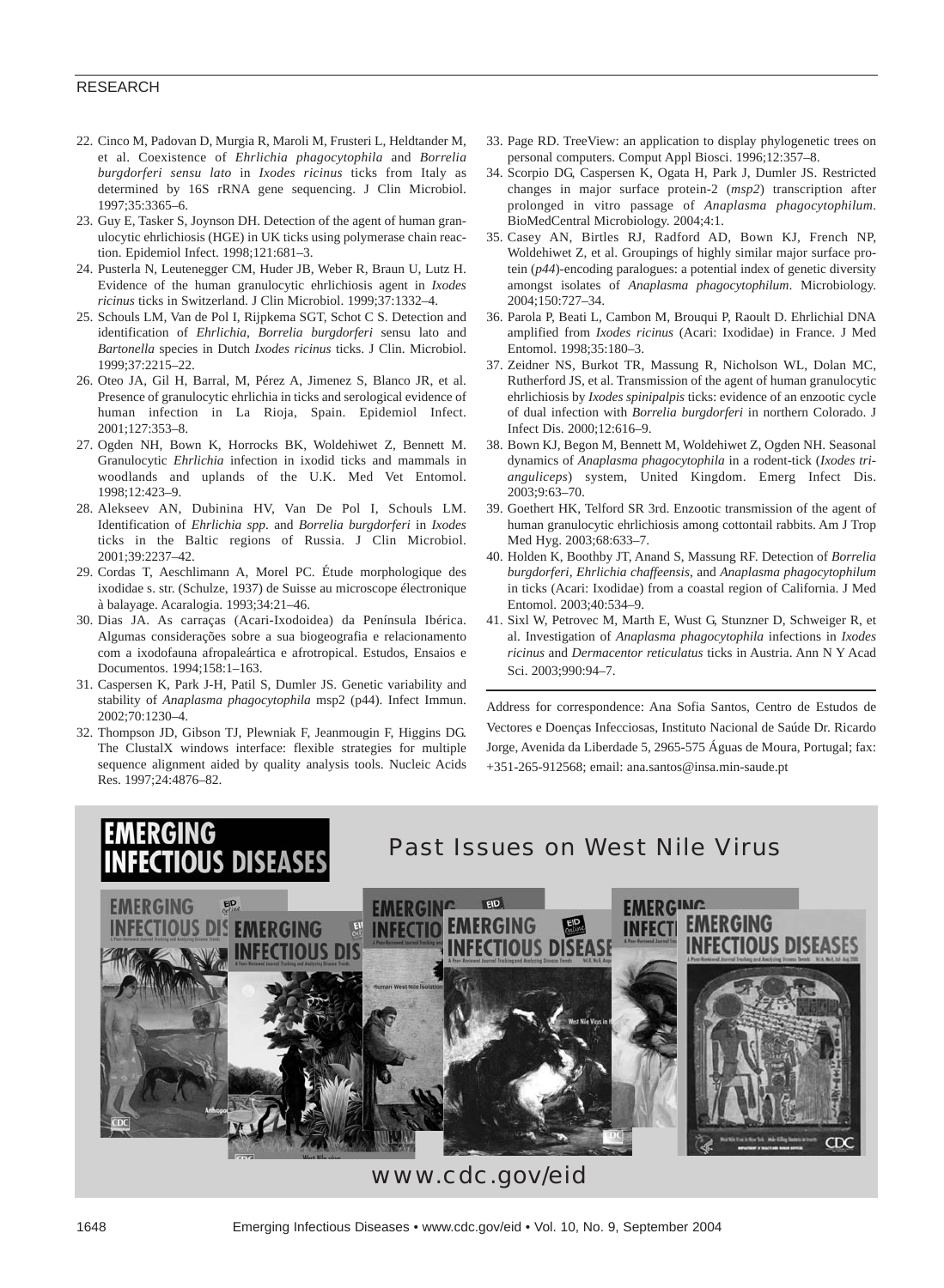22. Cinco M, Padovan D, Murgia R, Maroli M, Frusteri L, Heldtander M, et al. Coexistence of *Ehrlichia phagocytophila* and *Borrelia burgdorferi sensu lato* in *Ixodes ricinus* ticks from Italy as determined by 16S rRNA gene sequencing. J Clin Microbiol. 1997;35:3365–6.
23. Guy E, Tasker S, Joynson DH. Detection of the agent of human granulocytic ehrlichiosis (HGE) in UK ticks using polymerase chain reaction. Epidemiol Infect. 1998;121:681–3.
24. Pusterla N, Leutenegger CM, Huder JB, Weber R, Braun U, Lutz H. Evidence of the human granulocytic ehrlichiosis agent in *Ixodes ricinus* ticks in Switzerland. J Clin Microbiol. 1999;37:1332–4.
25. Schouls LM, Van de Pol I, Rijpkema SGT, Schot C S. Detection and identification of *Ehrlichia*, *Borrelia burgdorferi* sensu lato and *Bartonella* species in Dutch *Ixodes ricinus* ticks. J Clin. Microbiol. 1999;37:2215–22.
26. Oteo JA, Gil H, Barral, M, Pérez A, Jimenez S, Blanco JR, et al. Presence of granulocytic ehrlichia in ticks and serological evidence of human infection in La Rioja, Spain. Epidemiol Infect. 2001;127:353–8.
27. Ogden NH, Bown K, Horrocks BK, Woldehiwet Z, Bennett M. Granulocytic *Ehrlichia* infection in ixodid ticks and mammals in woodlands and uplands of the U.K. Med Vet Entomol. 1998;12:423–9.
28. Alekseev AN, Dubinina HV, Van De Pol I, Schouls LM. Identification of *Ehrlichia spp.* and *Borrelia burgdorferi* in *Ixodes* ticks in the Baltic regions of Russia. J Clin Microbiol. 2001;39:2237–42.
29. Cordas T, Aeschlimann A, Morel PC. Étude morphologique des ixodidae s. str. (Schulze, 1937) de Suisse au microscope électronique à balayage. Acaralogia. 1993;34:21–46.
30. Dias JA. As carraças (Acari-Ixodoidea) da Península Ibérica. Algumas considerações sobre a sua biogeografia e relacionamento com a ixodofauna afropaleártica e afrotropical. Estudos, Ensaios e Documentos. 1994;158:1–163.
31. Caspersen K, Park J-H, Patil S, Dumler JS. Genetic variability and stability of *Anaplasma phagocytophila* msp2 (p44). Infect Immun. 2002;70:1230–4.
32. Thompson JD, Gibson TJ, Plewniak F, Jeanmougin F, Higgins DG. The ClustalX windows interface: flexible strategies for multiple sequence alignment aided by quality analysis tools. Nucleic Acids Res. 1997;24:4876–82.
33. Page RD. TreeView: an application to display phylogenetic trees on personal computers. Comput Appl Biosci. 1996;12:357–8.
34. Scorpio DG, Caspersen K, Ogata H, Park J, Dumler JS. Restricted changes in major surface protein-2 (*msp2*) transcription after prolonged in vitro passage of *Anaplasma phagocytophilum*. BioMedCentral Microbiology. 2004;4:1.
35. Casey AN, Birtles RJ, Radford AD, Bown KJ, French NP, Woldehiwet Z, et al. Groupings of highly similar major surface protein (*p44*)-encoding paralogues: a potential index of genetic diversity amongst isolates of *Anaplasma phagocytophilum*. Microbiology. 2004;150:727–34.
36. Parola P, Beati L, Cambon M, Brouqui P, Raoult D. Ehrlichial DNA amplified from *Ixodes ricinus* (Acari: Ixodidae) in France. J Med Entomol. 1998;35:180–3.
37. Zeidner NS, Burkot TR, Massung R, Nicholson WL, Dolan MC, Rutherford JS, et al. Transmission of the agent of human granulocytic ehrlichiosis by *Ixodes spinipalpis* ticks: evidence of an enzootic cycle of dual infection with *Borrelia burgdorferi* in northern Colorado. J Infect Dis. 2000;12:616–9.
38. Bown KJ, Begon M, Bennett M, Woldehiwet Z, Ogden NH. Seasonal dynamics of *Anaplasma phagocytophila* in a rodent-tick (*Ixodes trianguliceps*) system, United Kingdom. Emerg Infect Dis. 2003;9:63–70.
39. Goethert HK, Telford SR 3rd. Enzootic transmission of the agent of human granulocytic ehrlichiosis among cottontail rabbits. Am J Trop Med Hyg. 2003;68:633–7.
40. Holden K, Boothby JT, Anand S, Massung RF. Detection of *Borrelia burgdorferi*, *Ehrlichia chaffeensis*, and *Anaplasma phagocytophilum* in ticks (Acari: Ixodidae) from a coastal region of California. J Med Entomol. 2003;40:534–9.
41. Sixl W, Petrovec M, Marth E, Wust G, Stunzner D, Schweiger R, et al. Investigation of *Anaplasma phagocytophila* infections in *Ixodes ricinus* and *Dermacentor reticulatus* ticks in Austria. Ann N Y Acad Sci. 2003;990:94–7.

Address for correspondence: Ana Sofia Santos, Centro de Estudos de Vectores e Doenças Infecciosas, Instituto Nacional de Saúde Dr. Ricardo Jorge, Avenida da Liberdade 5, 2965-575 Águas de Moura, Portugal; fax: +351-265-912568; email: ana.santos@insa.min-saude.pt

EMERGING INFECTIOUS DISEASES

Past Issues on West Nile Virus

www.cdc.gov/eid